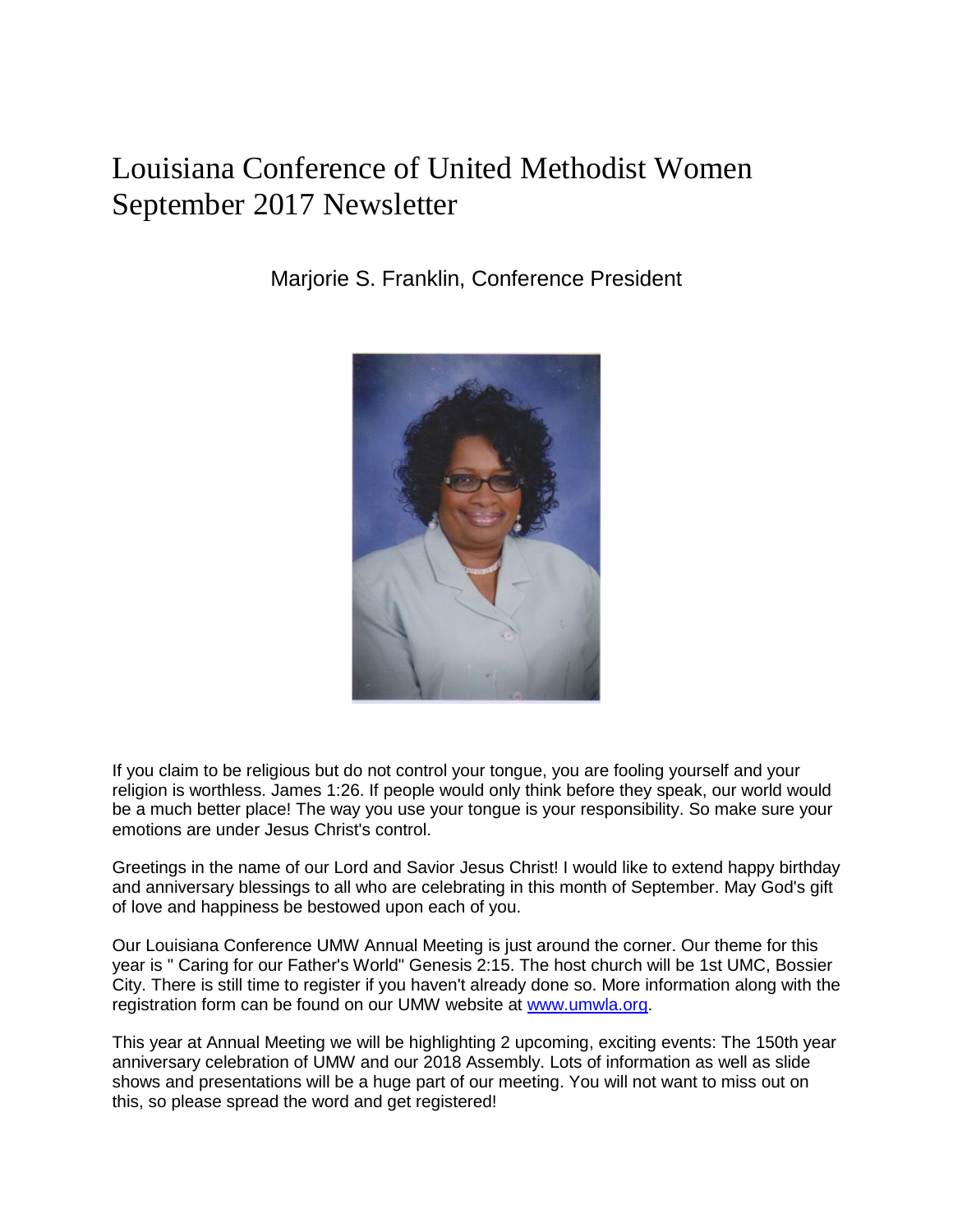# Louisiana Conference of United Methodist Women September 2017 Newsletter

Marjorie S. Franklin, Conference President

If you claim to be religious but do not control your tongue, you are fooling yourself and your religion is worthless. James 1:26. If people would only think before they speak, our world would be a much better place! The way you use your tongue is your responsibility. So make sure your emotions are under Jesus Christ's control.

Greetings in the name of our Lord and Savior Jesus Christ! I would like to extend happy birthday and anniversary blessings to all who are celebrating in this month of September. May God's gift of love and happiness be bestowed upon each of you.

Our Louisiana Conference UMW Annual Meeting is just around the corner. Our theme for this year is " Caring for our Father's World" Genesis 2:15. The host church will be 1st UMC, Bossier City. There is still time to register if you haven't already done so. More information along with the registration form can be found on our UMW website at [www.umwla.org](www.umwla.org).

This year at Annual Meeting we will be highlighting 2 upcoming, exciting events: The 150th year anniversary celebration of UMW and our 2018 Assembly. Lots of information as well as slide shows and presentations will be a huge part of our meeting. You will not want to miss out on this, so please spread the word and get registered!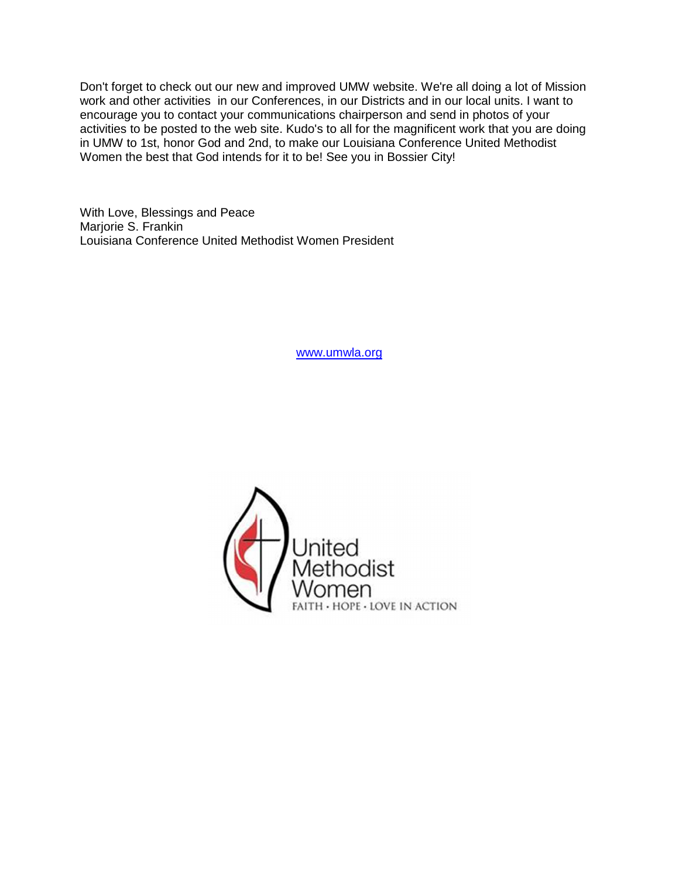Don't forget to check out our new and improved UMW website. We're all doing a lot of Mission work and other activities in our Conferences, in our Districts and in our local units. I want to encourage you to contact your communications chairperson and send in photos of your activities to be posted to the web site. Kudo's to all for the magnificent work that you are doing in UMW to 1st, honor God and 2nd, to make our Louisiana Conference United Methodist Women the best that God intends for it to be! See you in Bossier City!

With Love, Blessings and Peace
Marjorie S. Frankin
Louisiana Conference United Methodist Women President

[www.umwla.org](http://www.umwla.org)

United Methodist Women
FAITH · HOPE · LOVE IN ACTION